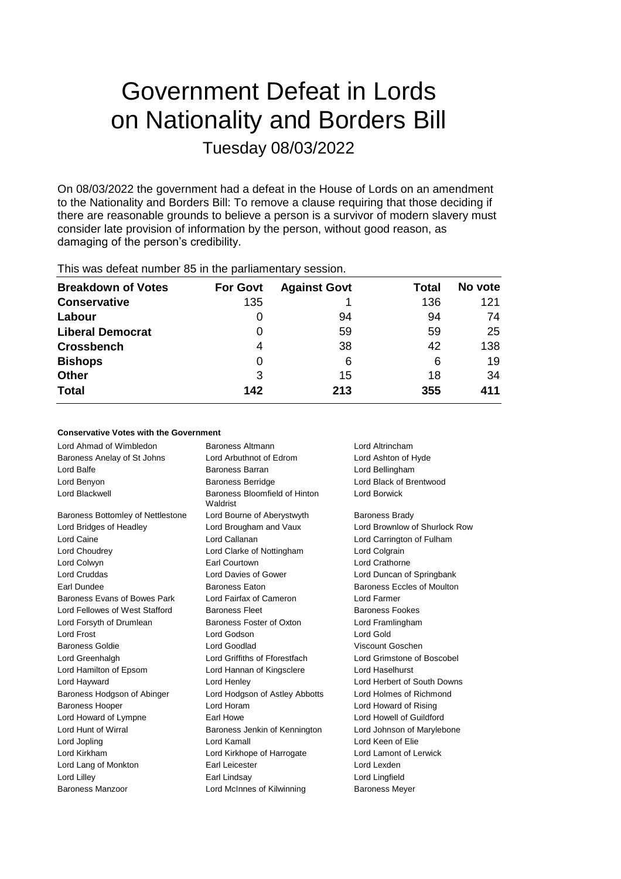# Government Defeat in Lords on Nationality and Borders Bill

Tuesday 08/03/2022

On 08/03/2022 the government had a defeat in the House of Lords on an amendment to the Nationality and Borders Bill: To remove a clause requiring that those deciding if there are reasonable grounds to believe a person is a survivor of modern slavery must consider late provision of information by the person, without good reason, as damaging of the person's credibility.

This was defeat number 85 in the parliamentary session.

| Breakdown of Votes | For Govt | Against Govt | Total | No vote |
|---|---|---|---|---|
| **Conservative** | 135 | 1 | 136 | 121 |
| **Labour** | 0 | 94 | 94 | 74 |
| **Liberal Democrat** | 0 | 59 | 59 | 25 |
| **Crossbench** | 4 | 38 | 42 | 138 |
| **Bishops** | 0 | 6 | 6 | 19 |
| **Other** | 3 | 15 | 18 | 34 |
| **Total** | **142** | **213** | **355** | **411** |

#### Conservative Votes with the Government

| | | |
|---|---|---|
| Lord Ahmad of Wimbledon | Baroness Altmann | Lord Altrincham |
| Baroness Anelay of St Johns | Lord Arbuthnot of Edrom | Lord Ashton of Hyde |
| Lord Balfe | Baroness Barran | Lord Bellingham |
| Lord Benyon | Baroness Berridge | Lord Black of Brentwood |
| Lord Blackwell | Baroness Bloomfield of Hinton Waldrist | Lord Borwick |
| Baroness Bottomley of Nettlestone | Lord Bourne of Aberystwyth | Baroness Brady |
| Lord Bridges of Headley | Lord Brougham and Vaux | Lord Brownlow of Shurlock Row |
| Lord Caine | Lord Callanan | Lord Carrington of Fulham |
| Lord Choudrey | Lord Clarke of Nottingham | Lord Colgrain |
| Lord Colwyn | Earl Courtown | Lord Crathorne |
| Lord Cruddas | Lord Davies of Gower | Lord Duncan of Springbank |
| Earl Dundee | Baroness Eaton | Baroness Eccles of Moulton |
| Baroness Evans of Bowes Park | Lord Fairfax of Cameron | Lord Farmer |
| Lord Fellowes of West Stafford | Baroness Fleet | Baroness Fookes |
| Lord Forsyth of Drumlean | Baroness Foster of Oxton | Lord Framlingham |
| Lord Frost | Lord Godson | Lord Gold |
| Baroness Goldie | Lord Goodlad | Viscount Goschen |
| Lord Greenhalgh | Lord Griffiths of Fforestfach | Lord Grimstone of Boscobel |
| Lord Hamilton of Epsom | Lord Hannan of Kingsclere | Lord Haselhurst |
| Lord Hayward | Lord Henley | Lord Herbert of South Downs |
| Baroness Hodgson of Abinger | Lord Hodgson of Astley Abbotts | Lord Holmes of Richmond |
| Baroness Hooper | Lord Horam | Lord Howard of Rising |
| Lord Howard of Lympne | Earl Howe | Lord Howell of Guildford |
| Lord Hunt of Wirral | Baroness Jenkin of Kennington | Lord Johnson of Marylebone |
| Lord Jopling | Lord Kamall | Lord Keen of Elie |
| Lord Kirkham | Lord Kirkhope of Harrogate | Lord Lamont of Lerwick |
| Lord Lang of Monkton | Earl Leicester | Lord Lexden |
| Lord Lilley | Earl Lindsay | Lord Lingfield |
| Baroness Manzoor | Lord McInnes of Kilwinning | Baroness Meyer |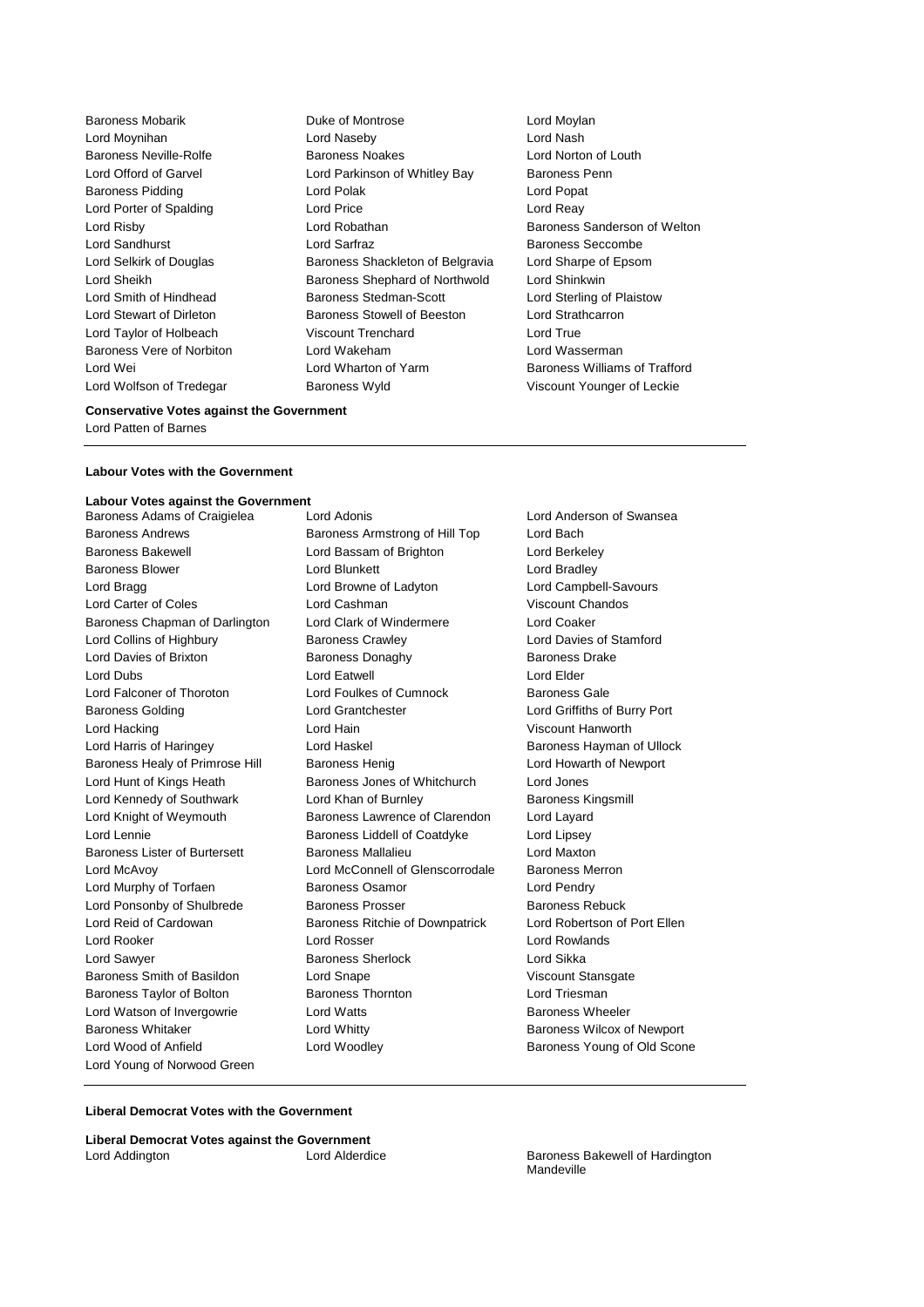Baroness Mobarik
Duke of Montrose
Lord Moylan
Lord Moynihan
Lord Naseby
Lord Nash
Baroness Neville-Rolfe
Baroness Noakes
Lord Norton of Louth
Lord Offord of Garvel
Lord Parkinson of Whitley Bay
Baroness Penn
Baroness Pidding
Lord Polak
Lord Popat
Lord Porter of Spalding
Lord Price
Lord Reay
Lord Risby
Lord Robathan
Baroness Sanderson of Welton
Lord Sandhurst
Lord Sarfraz
Baroness Seccombe
Lord Selkirk of Douglas
Baroness Shackleton of Belgravia
Lord Sharpe of Epsom
Lord Sheikh
Baroness Shephard of Northwold
Lord Shinkwin
Lord Smith of Hindhead
Baroness Stedman-Scott
Lord Sterling of Plaistow
Lord Stewart of Dirleton
Baroness Stowell of Beeston
Lord Strathcarron
Lord Taylor of Holbeach
Viscount Trenchard
Lord True
Baroness Vere of Norbiton
Lord Wakeham
Lord Wasserman
Lord Wei
Lord Wharton of Yarm
Baroness Williams of Trafford
Lord Wolfson of Tredegar
Baroness Wyld
Viscount Younger of Leckie

**Conservative Votes against the Government**

Lord Patten of Barnes

---

**Labour Votes with the Government**

**Labour Votes against the Government**

Baroness Adams of Craigielea
Lord Adonis
Lord Anderson of Swansea
Baroness Andrews
Baroness Armstrong of Hill Top
Lord Bach
Baroness Bakewell
Lord Bassam of Brighton
Lord Berkeley
Baroness Blower
Lord Blunkett
Lord Bradley
Lord Bragg
Lord Browne of Ladyton
Lord Campbell-Savours
Lord Carter of Coles
Lord Cashman
Viscount Chandos
Baroness Chapman of Darlington
Lord Clark of Windermere
Lord Coaker
Lord Collins of Highbury
Baroness Crawley
Lord Davies of Stamford
Lord Davies of Brixton
Baroness Donaghy
Baroness Drake
Lord Dubs
Lord Eatwell
Lord Elder
Lord Falconer of Thoroton
Lord Foulkes of Cumnock
Baroness Gale
Baroness Golding
Lord Grantchester
Lord Griffiths of Burry Port
Lord Hacking
Lord Hain
Viscount Hanworth
Lord Harris of Haringey
Lord Haskel
Baroness Hayman of Ullock
Baroness Healy of Primrose Hill
Baroness Henig
Lord Howarth of Newport
Lord Hunt of Kings Heath
Baroness Jones of Whitchurch
Lord Jones
Lord Kennedy of Southwark
Lord Khan of Burnley
Baroness Kingsmill
Lord Knight of Weymouth
Baroness Lawrence of Clarendon
Lord Layard
Lord Lennie
Baroness Liddell of Coatdyke
Lord Lipsey
Baroness Lister of Burtersett
Baroness Mallalieu
Lord Maxton
Lord McAvoy
Lord McConnell of Glenscorrodale
Baroness Merron
Lord Murphy of Torfaen
Baroness Osamor
Lord Pendry
Lord Ponsonby of Shulbrede
Baroness Prosser
Baroness Rebuck
Lord Reid of Cardowan
Baroness Ritchie of Downpatrick
Lord Robertson of Port Ellen
Lord Rooker
Lord Rosser
Lord Rowlands
Lord Sawyer
Baroness Sherlock
Lord Sikka
Baroness Smith of Basildon
Lord Snape
Viscount Stansgate
Baroness Taylor of Bolton
Baroness Thornton
Lord Triesman
Lord Watson of Invergowrie
Lord Watts
Baroness Wheeler
Baroness Whitaker
Lord Whitty
Baroness Wilcox of Newport
Lord Wood of Anfield
Lord Woodley
Baroness Young of Old Scone
Lord Young of Norwood Green

---

**Liberal Democrat Votes with the Government**

**Liberal Democrat Votes against the Government**

Lord Addington
Lord Alderdice
Baroness Bakewell of Hardington Mandeville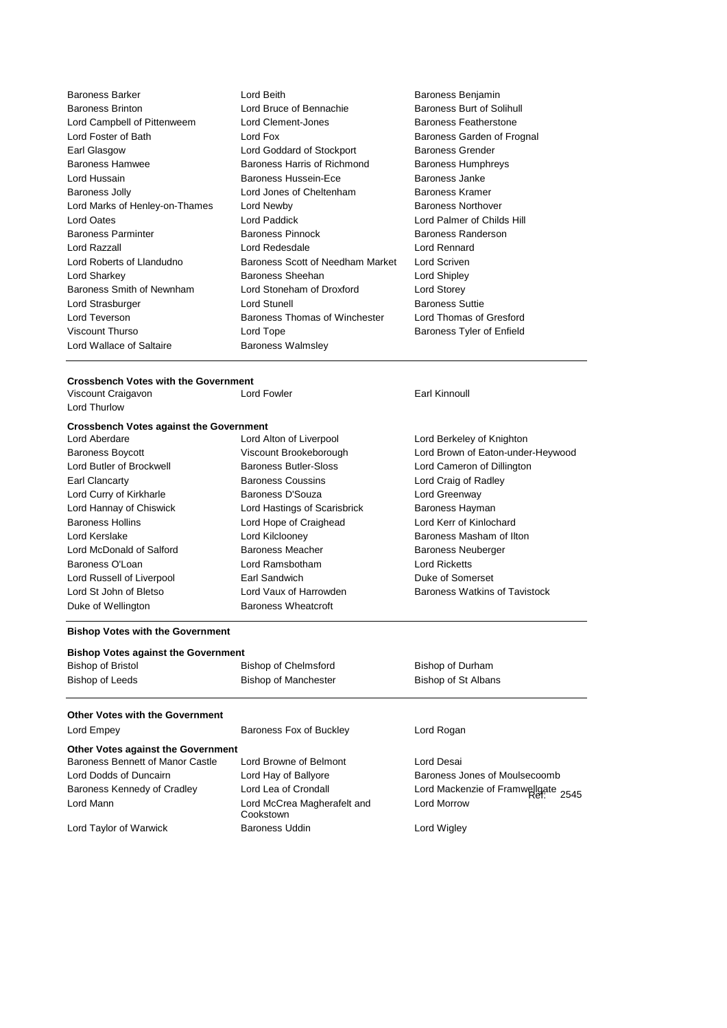Baroness Barker | Lord Beith | Baroness Benjamin
Baroness Brinton | Lord Bruce of Bennachie | Baroness Burt of Solihull
Lord Campbell of Pittenweem | Lord Clement-Jones | Baroness Featherstone
Lord Foster of Bath | Lord Fox | Baroness Garden of Frognal
Earl Glasgow | Lord Goddard of Stockport | Baroness Grender
Baroness Hamwee | Baroness Harris of Richmond | Baroness Humphreys
Lord Hussain | Baroness Hussein-Ece | Baroness Janke
Baroness Jolly | Lord Jones of Cheltenham | Baroness Kramer
Lord Marks of Henley-on-Thames | Lord Newby | Baroness Northover
Lord Oates | Lord Paddick | Lord Palmer of Childs Hill
Baroness Parminter | Baroness Pinnock | Baroness Randerson
Lord Razzall | Lord Redesdale | Lord Rennard
Lord Roberts of Llandudno | Baroness Scott of Needham Market | Lord Scriven
Lord Sharkey | Baroness Sheehan | Lord Shipley
Baroness Smith of Newnham | Lord Stoneham of Droxford | Lord Storey
Lord Strasburger | Lord Stunell | Baroness Suttie
Lord Teverson | Baroness Thomas of Winchester | Lord Thomas of Gresford
Viscount Thurso | Lord Tope | Baroness Tyler of Enfield
Lord Wallace of Saltaire | Baroness Walmsley

**Crossbench Votes with the Government**

Viscount Craigavon | Lord Fowler | Earl Kinnoull
Lord Thurlow

**Crossbench Votes against the Government**

Lord Aberdare | Lord Alton of Liverpool | Lord Berkeley of Knighton
Baroness Boycott | Viscount Brookeborough | Lord Brown of Eaton-under-Heywood
Lord Butler of Brockwell | Baroness Butler-Sloss | Lord Cameron of Dillington
Earl Clancarty | Baroness Coussins | Lord Craig of Radley
Lord Curry of Kirkharle | Baroness D'Souza | Lord Greenway
Lord Hannay of Chiswick | Lord Hastings of Scarisbrick | Baroness Hayman
Baroness Hollins | Lord Hope of Craighead | Lord Kerr of Kinlochard
Lord Kerslake | Lord Kilclooney | Baroness Masham of Ilton
Lord McDonald of Salford | Baroness Meacher | Baroness Neuberger
Baroness O'Loan | Lord Ramsbotham | Lord Ricketts
Lord Russell of Liverpool | Earl Sandwich | Duke of Somerset
Lord St John of Bletso | Lord Vaux of Harrowden | Baroness Watkins of Tavistock
Duke of Wellington | Baroness Wheatcroft

**Bishop Votes with the Government**

**Bishop Votes against the Government**

Bishop of Bristol | Bishop of Chelmsford | Bishop of Durham
Bishop of Leeds | Bishop of Manchester | Bishop of St Albans

**Other Votes with the Government**

Lord Empey | Baroness Fox of Buckley | Lord Rogan

**Other Votes against the Government**

Baroness Bennett of Manor Castle | Lord Browne of Belmont | Lord Desai
Lord Dodds of Duncairn | Lord Hay of Ballyore | Baroness Jones of Moulsecoomb
Baroness Kennedy of Cradley | Lord Lea of Crondall | Lord Mackenzie of Framwellgate
Lord Mann | Lord McCrea Magherafelt and Cookstown | Lord Morrow
Lord Taylor of Warwick | Baroness Uddin | Lord Wigley

Ref: 2545